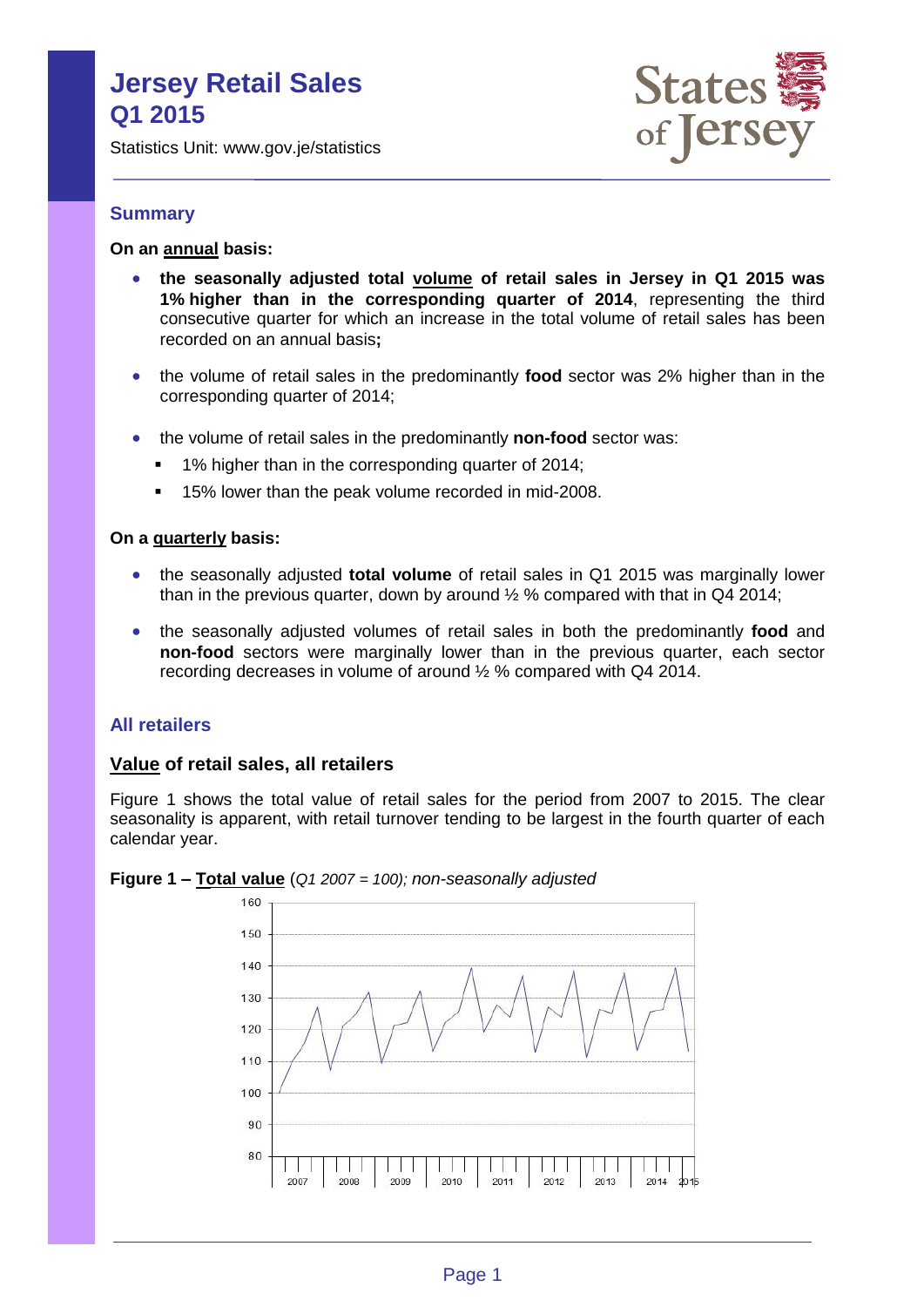# Jersey Retail Sales
# Q1 2015

Statistics Unit: www.gov.je/statistics

## Summary

**On an annual basis:**

- **the seasonally adjusted total volume of retail sales in Jersey in Q1 2015 was 1% higher than in the corresponding quarter of 2014**, representing the third consecutive quarter for which an increase in the total volume of retail sales has been recorded on an annual basis**;**
- the volume of retail sales in the predominantly **food** sector was 2% higher than in the corresponding quarter of 2014;
- the volume of retail sales in the predominantly **non-food** sector was:
  - 1% higher than in the corresponding quarter of 2014;
  - 15% lower than the peak volume recorded in mid-2008.

**On a quarterly basis:**

- the seasonally adjusted **total volume** of retail sales in Q1 2015 was marginally lower than in the previous quarter, down by around ½ % compared with that in Q4 2014;
- the seasonally adjusted volumes of retail sales in both the predominantly **food** and **non-food** sectors were marginally lower than in the previous quarter, each sector recording decreases in volume of around ½ % compared with Q4 2014.

## All retailers

### Value of retail sales, all retailers

Figure 1 shows the total value of retail sales for the period from 2007 to 2015. The clear seasonality is apparent, with retail turnover tending to be largest in the fourth quarter of each calendar year.

**Figure 1 – Total value** (*Q1 2007 = 100); non-seasonally adjusted*

160
150
140
130
120
110
100
90
80
2007 2008 2009 2010 2011 2012 2013 2014 2015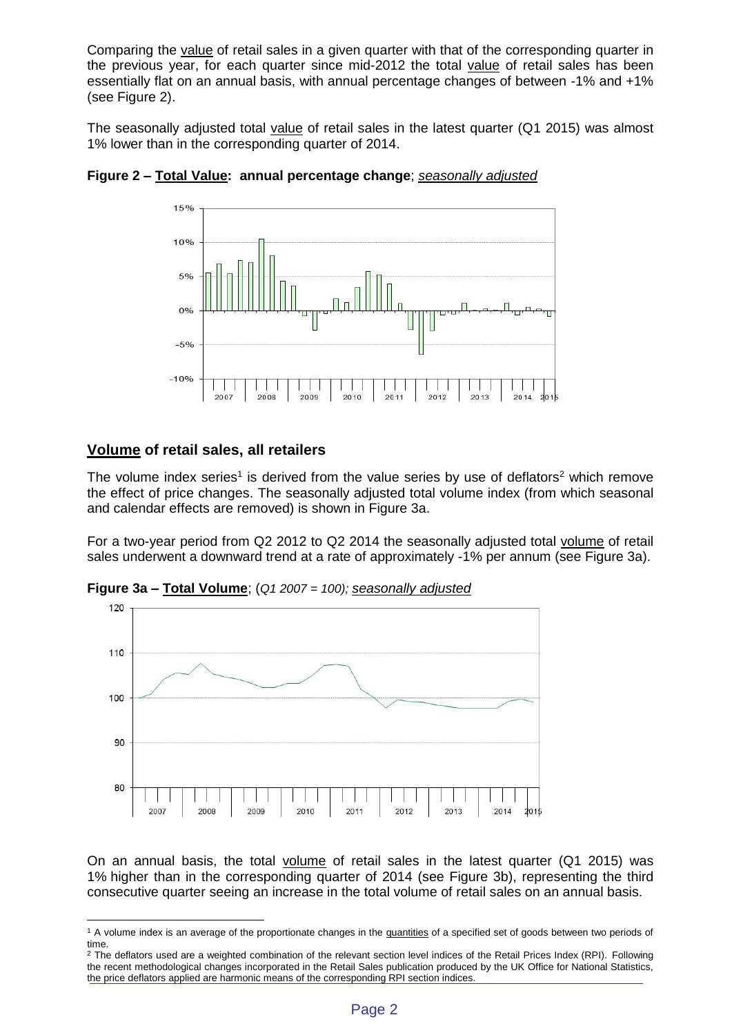Comparing the value of retail sales in a given quarter with that of the corresponding quarter in the previous year, for each quarter since mid-2012 the total value of retail sales has been essentially flat on an annual basis, with annual percentage changes of between -1% and +1% (see Figure 2).

The seasonally adjusted total value of retail sales in the latest quarter (Q1 2015) was almost 1% lower than in the corresponding quarter of 2014.

**Figure 2 – Total Value: annual percentage change**; *seasonally adjusted*

15%
10%
5%
0%
-5%
-10%
2007
2008
2009
2010
2011
2012
2013
2014
2015

## Volume of retail sales, all retailers

The volume index series[1] is derived from the value series by use of deflators[2] which remove the effect of price changes. The seasonally adjusted total volume index (from which seasonal and calendar effects are removed) is shown in Figure 3a.

For a two-year period from Q2 2012 to Q2 2014 the seasonally adjusted total volume of retail sales underwent a downward trend at a rate of approximately -1% per annum (see Figure 3a).

**Figure 3a – Total Volume**; (*Q1 2007 = 100*); *seasonally adjusted*

120
110
100
90
80
2007
2008
2009
2010
2011
2012
2013
2014
2015

On an annual basis, the total volume of retail sales in the latest quarter (Q1 2015) was 1% higher than in the corresponding quarter of 2014 (see Figure 3b), representing the third consecutive quarter seeing an increase in the total volume of retail sales on an annual basis.

---

[1] A volume index is an average of the proportionate changes in the quantities of a specified set of goods between two periods of time.

[2] The deflators used are a weighted combination of the relevant section level indices of the Retail Prices Index (RPI). Following the recent methodological changes incorporated in the Retail Sales publication produced by the UK Office for National Statistics, the price deflators applied are harmonic means of the corresponding RPI section indices.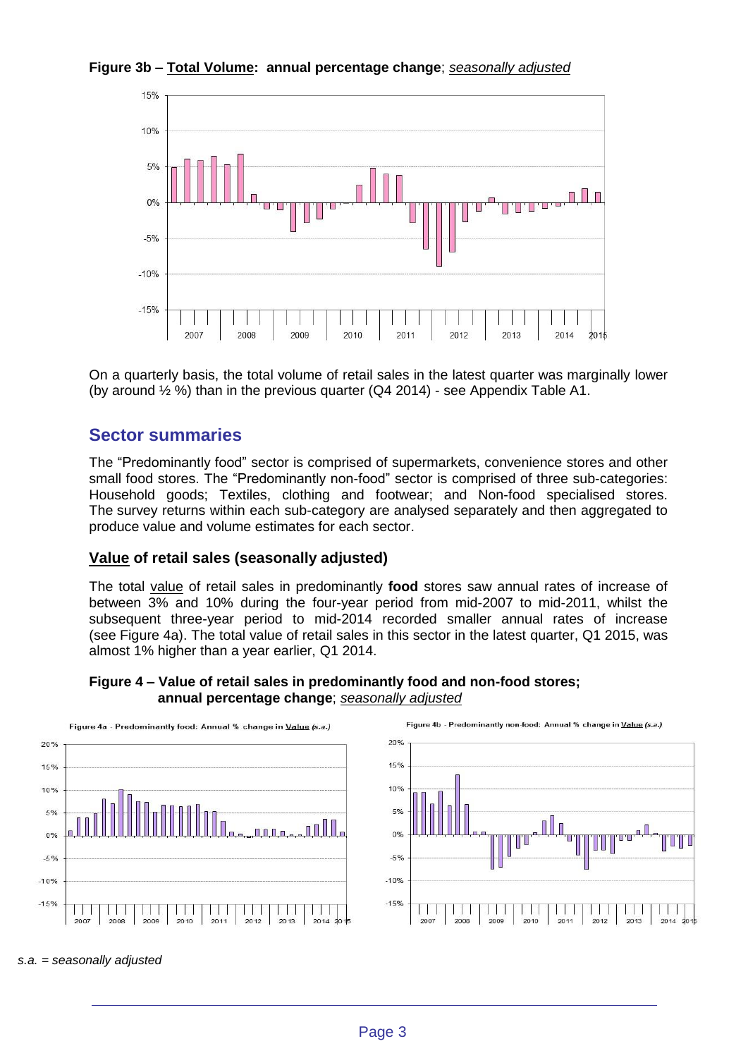**Figure 3b – Total Volume: annual percentage change**; *seasonally adjusted*

15%
10%
5%
0%
-5%
-10%
-15%
2007 2008 2009 2010 2011 2012 2013 2014 2015

On a quarterly basis, the total volume of retail sales in the latest quarter was marginally lower (by around ½ %) than in the previous quarter (Q4 2014) - see Appendix Table A1.

## Sector summaries

The "Predominantly food" sector is comprised of supermarkets, convenience stores and other small food stores. The "Predominantly non-food" sector is comprised of three sub-categories: Household goods; Textiles, clothing and footwear; and Non-food specialised stores. The survey returns within each sub-category are analysed separately and then aggregated to produce value and volume estimates for each sector.

### Value of retail sales (seasonally adjusted)

The total value of retail sales in predominantly **food** stores saw annual rates of increase of between 3% and 10% during the four-year period from mid-2007 to mid-2011, whilst the subsequent three-year period to mid-2014 recorded smaller annual rates of increase (see Figure 4a). The total value of retail sales in this sector in the latest quarter, Q1 2015, was almost 1% higher than a year earlier, Q1 2014.

**Figure 4 – Value of retail sales in predominantly food and non-food stores; annual percentage change**; *seasonally adjusted*

Figure 4a - Predominantly food: Annual % change in Value *(s.a.)*

20%
15%
10%
5%
0%
-5%
-10%
-15%
2007 2008 2009 2010 2011 2012 2013 2014 2015

Figure 4b - Predominantly non-food: Annual % change in Value *(s.a.)*

20%
15%
10%
5%
0%
-5%
-10%
-15%
2007 2008 2009 2010 2011 2012 2013 2014 2015

*s.a. = seasonally adjusted*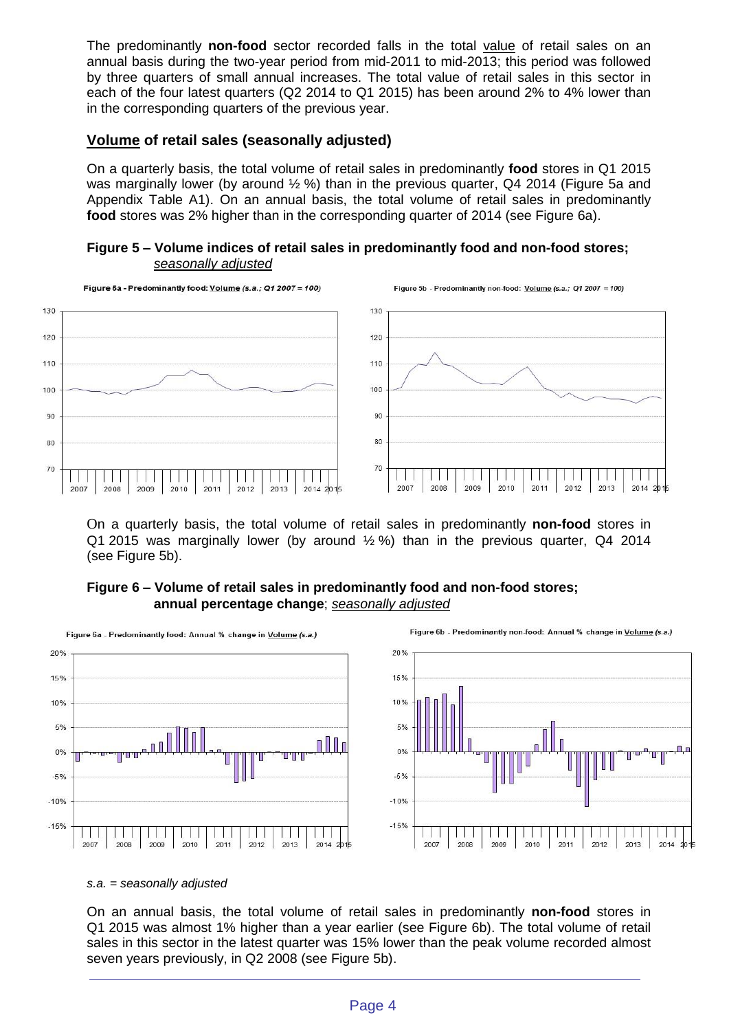The predominantly **non-food** sector recorded falls in the total value of retail sales on an annual basis during the two-year period from mid-2011 to mid-2013; this period was followed by three quarters of small annual increases. The total value of retail sales in this sector in each of the four latest quarters (Q2 2014 to Q1 2015) has been around 2% to 4% lower than in the corresponding quarters of the previous year.

## Volume of retail sales (seasonally adjusted)

On a quarterly basis, the total volume of retail sales in predominantly **food** stores in Q1 2015 was marginally lower (by around ½ %) than in the previous quarter, Q4 2014 (Figure 5a and Appendix Table A1). On an annual basis, the total volume of retail sales in predominantly **food** stores was 2% higher than in the corresponding quarter of 2014 (see Figure 6a).

**Figure 5 – Volume indices of retail sales in predominantly food and non-food stores;** ***seasonally adjusted***

Figure 5a - Predominantly food: Volume *(s.a.; Q1 2007 = 100)*

130
120
110
100
90
80
70

2007 2008 2009 2010 2011 2012 2013 2014 2015

Figure 5b - Predominantly non-food: Volume *(s.a.; Q1 2007 = 100)*

130
120
110
100
90
80
70

2007 2008 2009 2010 2011 2012 2013 2014 2015

On a quarterly basis, the total volume of retail sales in predominantly **non-food** stores in Q1 2015 was marginally lower (by around ½ %) than in the previous quarter, Q4 2014 (see Figure 5b).

**Figure 6 – Volume of retail sales in predominantly food and non-food stores; annual percentage change**; ***seasonally adjusted***

Figure 6a - Predominantly food: Annual % change in Volume *(s.a.)*

20%
15%
10%
5%
0%
-5%
-10%
-15%

2007 2008 2009 2010 2011 2012 2013 2014 2015

Figure 6b - Predominantly non-food: Annual % change in Volume *(s.a.)*

20%
15%
10%
5%
0%
-5%
-10%
-15%

2007 2008 2009 2010 2011 2012 2013 2014 2015

*s.a. = seasonally adjusted*

On an annual basis, the total volume of retail sales in predominantly **non-food** stores in Q1 2015 was almost 1% higher than a year earlier (see Figure 6b). The total volume of retail sales in this sector in the latest quarter was 15% lower than the peak volume recorded almost seven years previously, in Q2 2008 (see Figure 5b).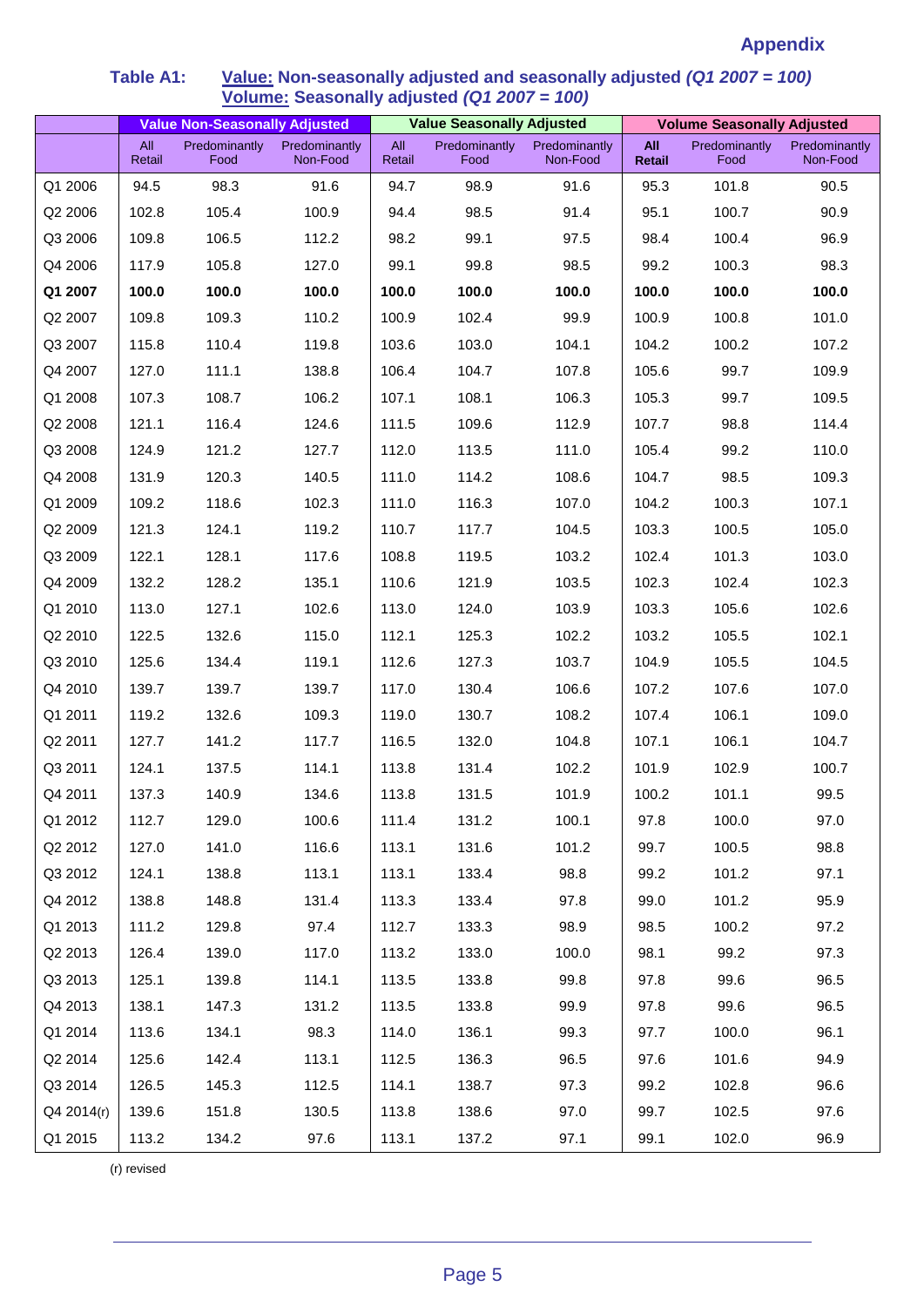## Appendix

**Table A1: Value: Non-seasonally adjusted and seasonally adjusted *(Q1 2007 = 100)***
**Volume: Seasonally adjusted *(Q1 2007 = 100)***

| | Value Non-Seasonally Adjusted | | | Value Seasonally Adjusted | | | Volume Seasonally Adjusted | | |
|---|---|---|---|---|---|---|---|---|---|
| | All Retail | Predominantly Food | Predominantly Non-Food | All Retail | Predominantly Food | Predominantly Non-Food | **All Retail** | Predominantly Food | Predominantly Non-Food |
| Q1 2006 | 94.5 | 98.3 | 91.6 | 94.7 | 98.9 | 91.6 | 95.3 | 101.8 | 90.5 |
| Q2 2006 | 102.8 | 105.4 | 100.9 | 94.4 | 98.5 | 91.4 | 95.1 | 100.7 | 90.9 |
| Q3 2006 | 109.8 | 106.5 | 112.2 | 98.2 | 99.1 | 97.5 | 98.4 | 100.4 | 96.9 |
| Q4 2006 | 117.9 | 105.8 | 127.0 | 99.1 | 99.8 | 98.5 | 99.2 | 100.3 | 98.3 |
| **Q1 2007** | **100.0** | **100.0** | **100.0** | **100.0** | **100.0** | **100.0** | **100.0** | **100.0** | **100.0** |
| Q2 2007 | 109.8 | 109.3 | 110.2 | 100.9 | 102.4 | 99.9 | 100.9 | 100.8 | 101.0 |
| Q3 2007 | 115.8 | 110.4 | 119.8 | 103.6 | 103.0 | 104.1 | 104.2 | 100.2 | 107.2 |
| Q4 2007 | 127.0 | 111.1 | 138.8 | 106.4 | 104.7 | 107.8 | 105.6 | 99.7 | 109.9 |
| Q1 2008 | 107.3 | 108.7 | 106.2 | 107.1 | 108.1 | 106.3 | 105.3 | 99.7 | 109.5 |
| Q2 2008 | 121.1 | 116.4 | 124.6 | 111.5 | 109.6 | 112.9 | 107.7 | 98.8 | 114.4 |
| Q3 2008 | 124.9 | 121.2 | 127.7 | 112.0 | 113.5 | 111.0 | 105.4 | 99.2 | 110.0 |
| Q4 2008 | 131.9 | 120.3 | 140.5 | 111.0 | 114.2 | 108.6 | 104.7 | 98.5 | 109.3 |
| Q1 2009 | 109.2 | 118.6 | 102.3 | 111.0 | 116.3 | 107.0 | 104.2 | 100.3 | 107.1 |
| Q2 2009 | 121.3 | 124.1 | 119.2 | 110.7 | 117.7 | 104.5 | 103.3 | 100.5 | 105.0 |
| Q3 2009 | 122.1 | 128.1 | 117.6 | 108.8 | 119.5 | 103.2 | 102.4 | 101.3 | 103.0 |
| Q4 2009 | 132.2 | 128.2 | 135.1 | 110.6 | 121.9 | 103.5 | 102.3 | 102.4 | 102.3 |
| Q1 2010 | 113.0 | 127.1 | 102.6 | 113.0 | 124.0 | 103.9 | 103.3 | 105.6 | 102.6 |
| Q2 2010 | 122.5 | 132.6 | 115.0 | 112.1 | 125.3 | 102.2 | 103.2 | 105.5 | 102.1 |
| Q3 2010 | 125.6 | 134.4 | 119.1 | 112.6 | 127.3 | 103.7 | 104.9 | 105.5 | 104.5 |
| Q4 2010 | 139.7 | 139.7 | 139.7 | 117.0 | 130.4 | 106.6 | 107.2 | 107.6 | 107.0 |
| Q1 2011 | 119.2 | 132.6 | 109.3 | 119.0 | 130.7 | 108.2 | 107.4 | 106.1 | 109.0 |
| Q2 2011 | 127.7 | 141.2 | 117.7 | 116.5 | 132.0 | 104.8 | 107.1 | 106.1 | 104.7 |
| Q3 2011 | 124.1 | 137.5 | 114.1 | 113.8 | 131.4 | 102.2 | 101.9 | 102.9 | 100.7 |
| Q4 2011 | 137.3 | 140.9 | 134.6 | 113.8 | 131.5 | 101.9 | 100.2 | 101.1 | 99.5 |
| Q1 2012 | 112.7 | 129.0 | 100.6 | 111.4 | 131.2 | 100.1 | 97.8 | 100.0 | 97.0 |
| Q2 2012 | 127.0 | 141.0 | 116.6 | 113.1 | 131.6 | 101.2 | 99.7 | 100.5 | 98.8 |
| Q3 2012 | 124.1 | 138.8 | 113.1 | 113.1 | 133.4 | 98.8 | 99.2 | 101.2 | 97.1 |
| Q4 2012 | 138.8 | 148.8 | 131.4 | 113.3 | 133.4 | 97.8 | 99.0 | 101.2 | 95.9 |
| Q1 2013 | 111.2 | 129.8 | 97.4 | 112.7 | 133.3 | 98.9 | 98.5 | 100.2 | 97.2 |
| Q2 2013 | 126.4 | 139.0 | 117.0 | 113.2 | 133.0 | 100.0 | 98.1 | 99.2 | 97.3 |
| Q3 2013 | 125.1 | 139.8 | 114.1 | 113.5 | 133.8 | 99.8 | 97.8 | 99.6 | 96.5 |
| Q4 2013 | 138.1 | 147.3 | 131.2 | 113.5 | 133.8 | 99.9 | 97.8 | 99.6 | 96.5 |
| Q1 2014 | 113.6 | 134.1 | 98.3 | 114.0 | 136.1 | 99.3 | 97.7 | 100.0 | 96.1 |
| Q2 2014 | 125.6 | 142.4 | 113.1 | 112.5 | 136.3 | 96.5 | 97.6 | 101.6 | 94.9 |
| Q3 2014 | 126.5 | 145.3 | 112.5 | 114.1 | 138.7 | 97.3 | 99.2 | 102.8 | 96.6 |
| Q4 2014(r) | 139.6 | 151.8 | 130.5 | 113.8 | 138.6 | 97.0 | 99.7 | 102.5 | 97.6 |
| Q1 2015 | 113.2 | 134.2 | 97.6 | 113.1 | 137.2 | 97.1 | 99.1 | 102.0 | 96.9 |

(r) revised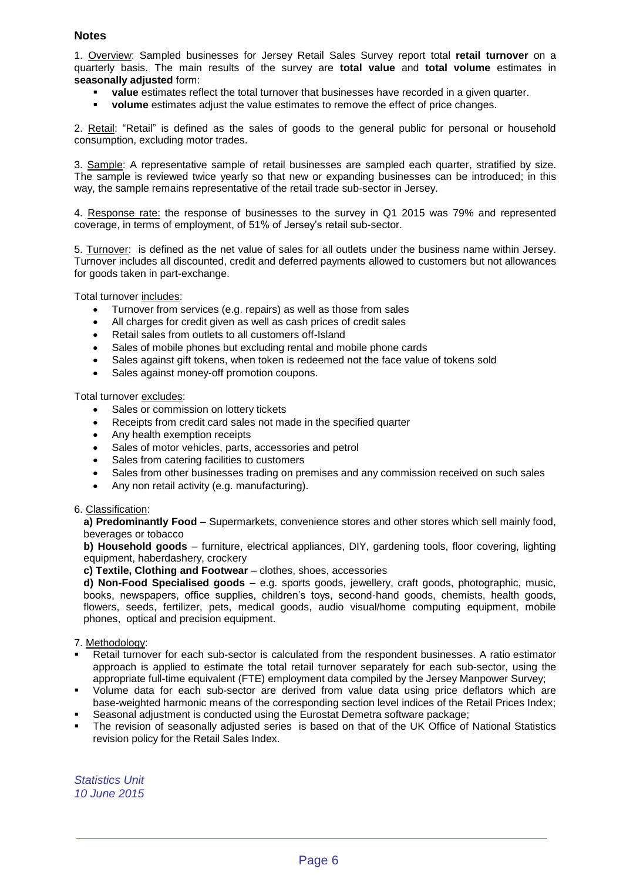## Notes

1. Overview: Sampled businesses for Jersey Retail Sales Survey report total **retail turnover** on a quarterly basis. The main results of the survey are **total value** and **total volume** estimates in **seasonally adjusted** form:

- **value** estimates reflect the total turnover that businesses have recorded in a given quarter.
- **volume** estimates adjust the value estimates to remove the effect of price changes.

2. Retail: "Retail" is defined as the sales of goods to the general public for personal or household consumption, excluding motor trades.

3. Sample: A representative sample of retail businesses are sampled each quarter, stratified by size. The sample is reviewed twice yearly so that new or expanding businesses can be introduced; in this way, the sample remains representative of the retail trade sub-sector in Jersey.

4. Response rate: the response of businesses to the survey in Q1 2015 was 79% and represented coverage, in terms of employment, of 51% of Jersey's retail sub-sector.

5. Turnover: is defined as the net value of sales for all outlets under the business name within Jersey. Turnover includes all discounted, credit and deferred payments allowed to customers but not allowances for goods taken in part-exchange.

Total turnover includes:

- Turnover from services (e.g. repairs) as well as those from sales
- All charges for credit given as well as cash prices of credit sales
- Retail sales from outlets to all customers off-Island
- Sales of mobile phones but excluding rental and mobile phone cards
- Sales against gift tokens, when token is redeemed not the face value of tokens sold
- Sales against money-off promotion coupons.

Total turnover excludes:

- Sales or commission on lottery tickets
- Receipts from credit card sales not made in the specified quarter
- Any health exemption receipts
- Sales of motor vehicles, parts, accessories and petrol
- Sales from catering facilities to customers
- Sales from other businesses trading on premises and any commission received on such sales
- Any non retail activity (e.g. manufacturing).

6. Classification:

**a) Predominantly Food** – Supermarkets, convenience stores and other stores which sell mainly food, beverages or tobacco

**b) Household goods** – furniture, electrical appliances, DIY, gardening tools, floor covering, lighting equipment, haberdashery, crockery

**c) Textile, Clothing and Footwear** – clothes, shoes, accessories

**d) Non-Food Specialised goods** – e.g. sports goods, jewellery, craft goods, photographic, music, books, newspapers, office supplies, children's toys, second-hand goods, chemists, health goods, flowers, seeds, fertilizer, pets, medical goods, audio visual/home computing equipment, mobile phones, optical and precision equipment.

7. Methodology:

- Retail turnover for each sub-sector is calculated from the respondent businesses. A ratio estimator approach is applied to estimate the total retail turnover separately for each sub-sector, using the appropriate full-time equivalent (FTE) employment data compiled by the Jersey Manpower Survey;
- Volume data for each sub-sector are derived from value data using price deflators which are base-weighted harmonic means of the corresponding section level indices of the Retail Prices Index;
- Seasonal adjustment is conducted using the Eurostat Demetra software package;
- The revision of seasonally adjusted series is based on that of the UK Office of National Statistics revision policy for the Retail Sales Index.

*Statistics Unit*
*10 June 2015*